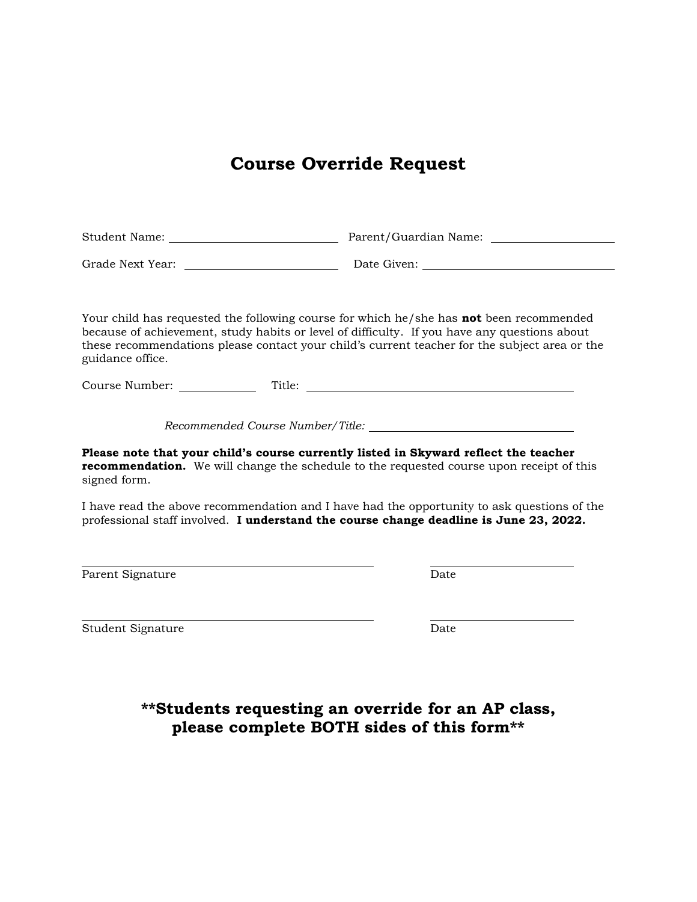# Course Override Request

Student Name: ______________________________ Parent/Guardian Name: ____________________

Grade Next Year: ___________________________ Date Given: ________________________________

Your child has requested the following course for which he/she has **not** been recommended because of achievement, study habits or level of difficulty. If you have any questions about these recommendations please contact your child's current teacher for the subject area or the guidance office.

Course Number: ____________ Title: ____________________________________________

*Recommended Course Number/Title:* ______________________________

**Please note that your child's course currently listed in Skyward reflect the teacher recommendation.** We will change the schedule to the requested course upon receipt of this signed form.

I have read the above recommendation and I have had the opportunity to ask questions of the professional staff involved. **I understand the course change deadline is June 23, 2022.**

______________________________________________ ______________________
Parent Signature Date

______________________________________________ ______________________
Student Signature Date

## **Students requesting an override for an AP class, please complete BOTH sides of this form**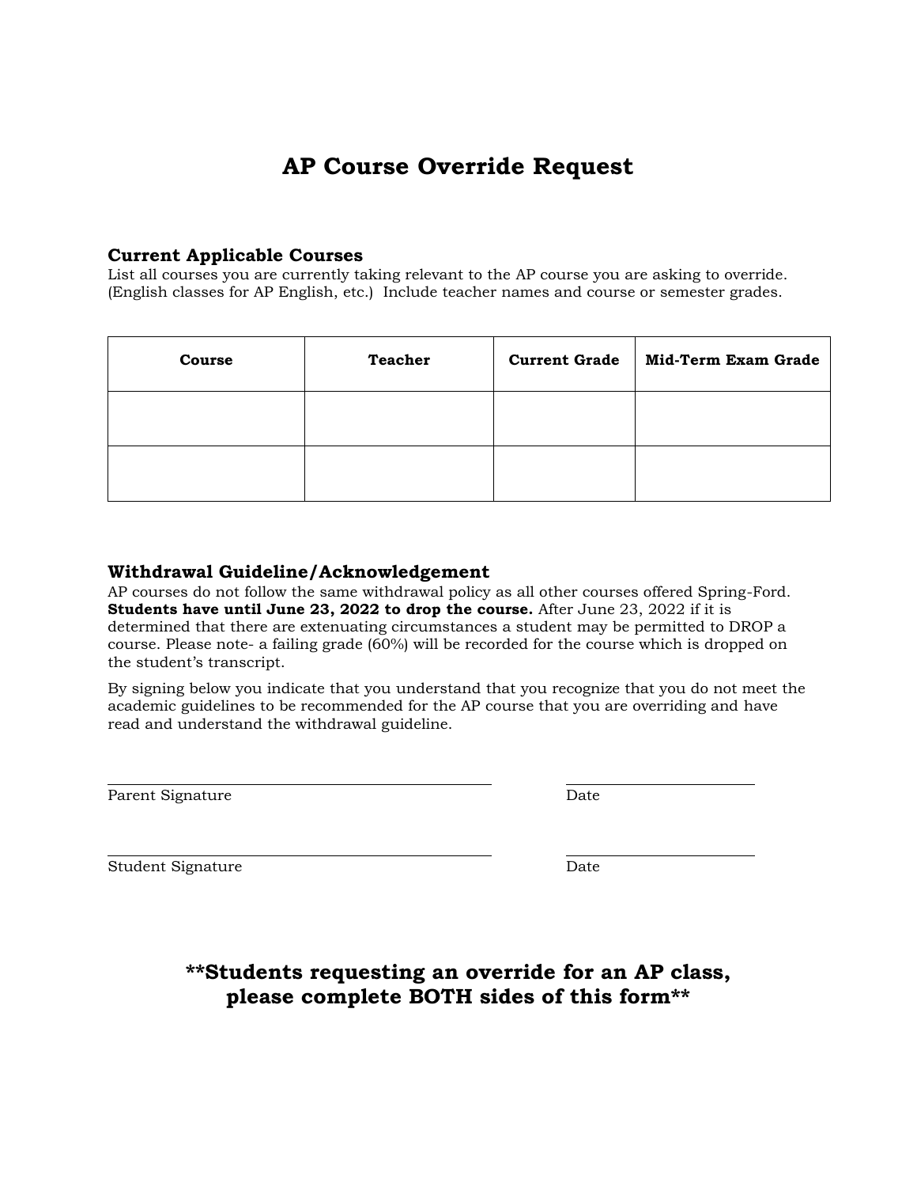# AP Course Override Request

### Current Applicable Courses

List all courses you are currently taking relevant to the AP course you are asking to override. (English classes for AP English, etc.) Include teacher names and course or semester grades.

| Course | Teacher | Current Grade | Mid-Term Exam Grade |
| --- | --- | --- | --- |
| | | | |
| | | | |

### Withdrawal Guideline/Acknowledgement

AP courses do not follow the same withdrawal policy as all other courses offered Spring-Ford. **Students have until June 23, 2022 to drop the course.** After June 23, 2022 if it is determined that there are extenuating circumstances a student may be permitted to DROP a course. Please note- a failing grade (60%) will be recorded for the course which is dropped on the student's transcript.

By signing below you indicate that you understand that you recognize that you do not meet the academic guidelines to be recommended for the AP course that you are overriding and have read and understand the withdrawal guideline.

\_\_\_\_\_\_\_\_\_\_\_\_\_\_\_\_\_\_\_\_\_\_\_\_\_\_\_\_\_\_\_\_\_\_\_\_ \_\_\_\_\_\_\_\_\_\_\_\_\_\_\_\_\_\_
Parent Signature Date

\_\_\_\_\_\_\_\_\_\_\_\_\_\_\_\_\_\_\_\_\_\_\_\_\_\_\_\_\_\_\_\_\_\_\_\_ \_\_\_\_\_\_\_\_\_\_\_\_\_\_\_\_\_\_
Student Signature Date

**\*\*Students requesting an override for an AP class, please complete BOTH sides of this form\*\***